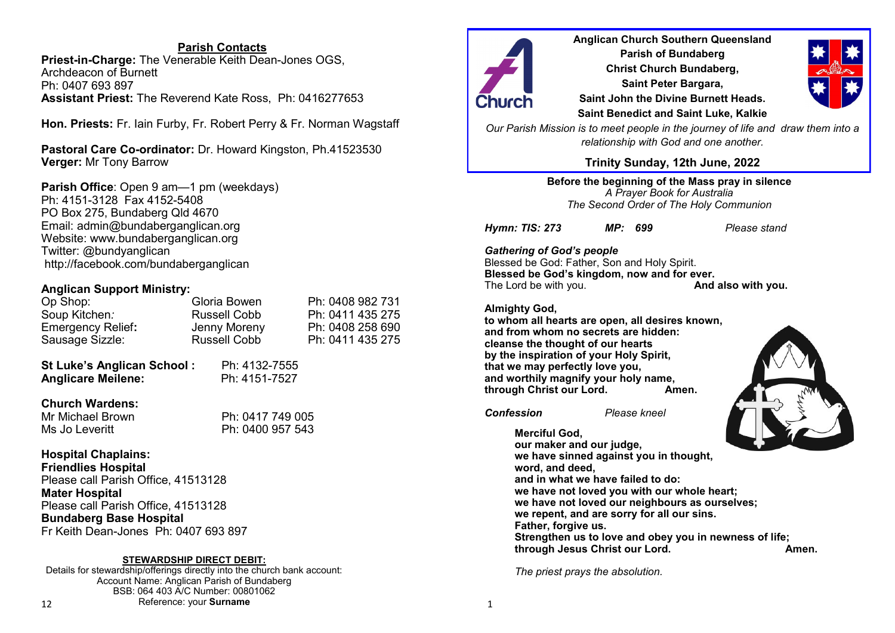## Parish Contacts

**Priest-in-Charge:** The Venerable Keith Dean-Jones OGS, Archdeacon of Burnett
Ph: 0407 693 897
**Assistant Priest:** The Reverend Kate Ross, Ph: 0416277653

**Hon. Priests:** Fr. Iain Furby, Fr. Robert Perry & Fr. Norman Wagstaff

**Pastoral Care Co-ordinator:** Dr. Howard Kingston, Ph.41523530
**Verger:** Mr Tony Barrow

**Parish Office**: Open 9 am—1 pm (weekdays)
Ph: 4151-3128 Fax 4152-5408
PO Box 275, Bundaberg Qld 4670
Email: admin@bundaberganglican.org
Website: www.bundaberganglican.org
Twitter: @bundyanglican
http://facebook.com/bundaberganglican

**Anglican Support Ministry:**

| | | |
|---|---|---|
| Op Shop: | Gloria Bowen | Ph: 0408 982 731 |
| Soup Kitchen: | Russell Cobb | Ph: 0411 435 275 |
| Emergency Relief: | Jenny Moreny | Ph: 0408 258 690 |
| Sausage Sizzle: | Russell Cobb | Ph: 0411 435 275 |

**St Luke's Anglican School :** Ph: 4132-7555
**Anglicare Meilene:** Ph: 4151-7527

**Church Wardens:**
Mr Michael Brown Ph: 0417 749 005
Ms Jo Leveritt Ph: 0400 957 543

**Hospital Chaplains:**
**Friendlies Hospital**
Please call Parish Office, 41513128
**Mater Hospital**
Please call Parish Office, 41513128
**Bundaberg Base Hospital**
Fr Keith Dean-Jones Ph: 0407 693 897

**STEWARDSHIP DIRECT DEBIT:**
Details for stewardship/offerings directly into the church bank account:
Account Name: Anglican Parish of Bundaberg
BSB: 064 403 A/C Number: 00801062
Reference: your **Surname**

**Anglican Church Southern Queensland**
**Parish of Bundaberg**
**Christ Church Bundaberg,**
**Saint Peter Bargara,**
**Saint John the Divine Burnett Heads.**
**Saint Benedict and Saint Luke, Kalkie**

*Our Parish Mission is to meet people in the journey of life and draw them into a relationship with God and one another.*

**Trinity Sunday, 12th June, 2022**

**Before the beginning of the Mass pray in silence**
*A Prayer Book for Australia*
*The Second Order of The Holy Communion*

***Hymn: TIS: 273*** ***MP: 699*** *Please stand*

***Gathering of God's people***
Blessed be God: Father, Son and Holy Spirit.
**Blessed be God's kingdom, now and for ever.**
The Lord be with you. **And also with you.**

**Almighty God,**
**to whom all hearts are open, all desires known,**
**and from whom no secrets are hidden:**
**cleanse the thought of our hearts**
**by the inspiration of your Holy Spirit,**
**that we may perfectly love you,**
**and worthily magnify your holy name,**
**through Christ our Lord. Amen.**

***Confession*** *Please kneel*

**Merciful God,**
**our maker and our judge,**
**we have sinned against you in thought,**
**word, and deed,**
**and in what we have failed to do:**
**we have not loved you with our whole heart;**
**we have not loved our neighbours as ourselves;**
**we repent, and are sorry for all our sins.**
**Father, forgive us.**
**Strengthen us to love and obey you in newness of life;**
**through Jesus Christ our Lord. Amen.**

*The priest prays the absolution.*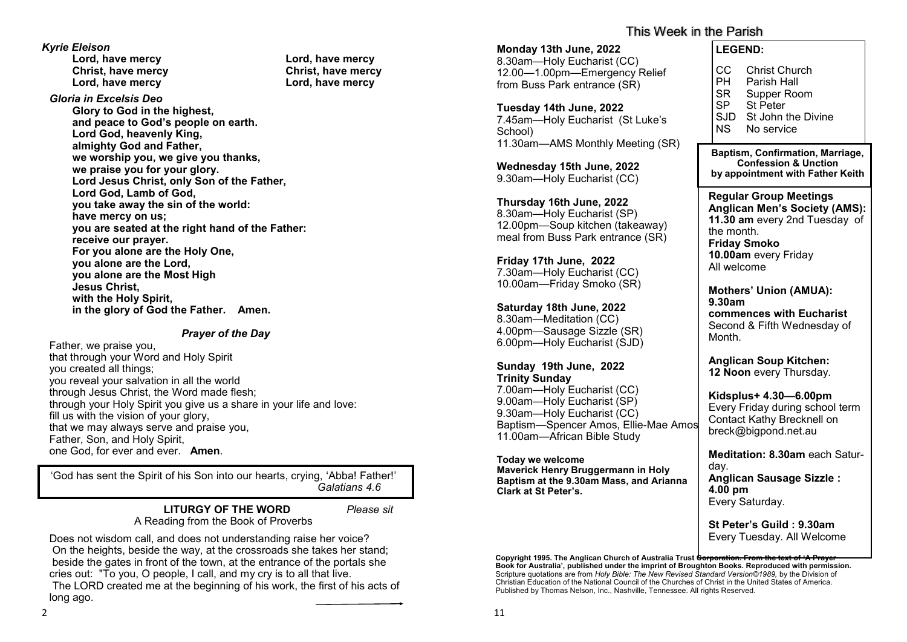*Kyrie Eleison*

**Lord, have mercy** **Lord, have mercy**
**Christ, have mercy** **Christ, have mercy**
**Lord, have mercy** **Lord, have mercy**

*Gloria in Excelsis Deo*

**Glory to God in the highest,**
**and peace to God's people on earth.**
**Lord God, heavenly King,**
**almighty God and Father,**
**we worship you, we give you thanks,**
**we praise you for your glory.**
**Lord Jesus Christ, only Son of the Father,**
**Lord God, Lamb of God,**
**you take away the sin of the world:**
**have mercy on us;**
**you are seated at the right hand of the Father:**
**receive our prayer.**
**For you alone are the Holy One,**
**you alone are the Lord,**
**you alone are the Most High**
**Jesus Christ,**
**with the Holy Spirit,**
**in the glory of God the Father. Amen.**

### *Prayer of the Day*

Father, we praise you,
that through your Word and Holy Spirit
you created all things;
you reveal your salvation in all the world
through Jesus Christ, the Word made flesh;
through your Holy Spirit you give us a share in your life and love:
fill us with the vision of your glory,
that we may always serve and praise you,
Father, Son, and Holy Spirit,
one God, for ever and ever. **Amen**.

'God has sent the Spirit of his Son into our hearts, crying, 'Abba! Father!'
*Galatians 4.6*

### LITURGY OF THE WORD *Please sit*

A Reading from the Book of Proverbs

Does not wisdom call, and does not understanding raise her voice?
On the heights, beside the way, at the crossroads she takes her stand;
beside the gates in front of the town, at the entrance of the portals she cries out: "To you, O people, I call, and my cry is to all that live.
The LORD created me at the beginning of his work, the first of his acts of long ago.

## This Week in the Parish

**Monday 13th June, 2022**
8.30am—Holy Eucharist (CC)
12.00—1.00pm—Emergency Relief from Buss Park entrance (SR)

**Tuesday 14th June, 2022**
7.45am—Holy Eucharist (St Luke's School)
11.30am—AMS Monthly Meeting (SR)

**Wednesday 15th June, 2022**
9.30am—Holy Eucharist (CC)

**Thursday 16th June, 2022**
8.30am—Holy Eucharist (SP)
12.00pm—Soup kitchen (takeaway) meal from Buss Park entrance (SR)

**Friday 17th June, 2022**
7.30am—Holy Eucharist (CC)
10.00am—Friday Smoko (SR)

**Saturday 18th June, 2022**
8.30am—Meditation (CC)
4.00pm—Sausage Sizzle (SR)
6.00pm—Holy Eucharist (SJD)

**Sunday 19th June, 2022**
**Trinity Sunday**
7.00am—Holy Eucharist (CC)
9.00am—Holy Eucharist (SP)
9.30am—Holy Eucharist (CC)
Baptism—Spencer Amos, Ellie-Mae Amos
11.00am—African Bible Study

**Today we welcome Maverick Henry Bruggermann in Holy Baptism at the 9.30am Mass, and Arianna Clark at St Peter's.**

**LEGEND:**

| | |
|---|---|
| CC | Christ Church |
| PH | Parish Hall |
| SR | Supper Room |
| SP | St Peter |
| SJD | St John the Divine |
| NS | No service |

**Baptism, Confirmation, Marriage, Confession & Unction by appointment with Father Keith**

**Regular Group Meetings**
**Anglican Men's Society (AMS): 11.30 am** every 2nd Tuesday of the month.
**Friday Smoko**
**10.00am** every Friday
All welcome

**Mothers' Union (AMUA): 9.30am commences with Eucharist**
Second & Fifth Wednesday of Month.

**Anglican Soup Kitchen: 12 Noon** every Thursday.

**Kidsplus+ 4.30—6.00pm**
Every Friday during school term
Contact Kathy Brecknell on breck@bigpond.net.au

**Meditation: 8.30am** each Saturday.
**Anglican Sausage Sizzle : 4.00 pm**
Every Saturday.

**St Peter's Guild : 9.30am**
Every Tuesday. All Welcome

**Copyright 1995. The Anglican Church of Australia Trust Corporation. From the text of 'A Prayer Book for Australia', published under the imprint of Broughton Books. Reproduced with permission.** Scripture quotations are from *Holy Bible: The New Revised Standard Version©1989,* by the Division of Christian Education of the National Council of the Churches of Christ in the United States of America. Published by Thomas Nelson, Inc., Nashville, Tennessee. All rights Reserved.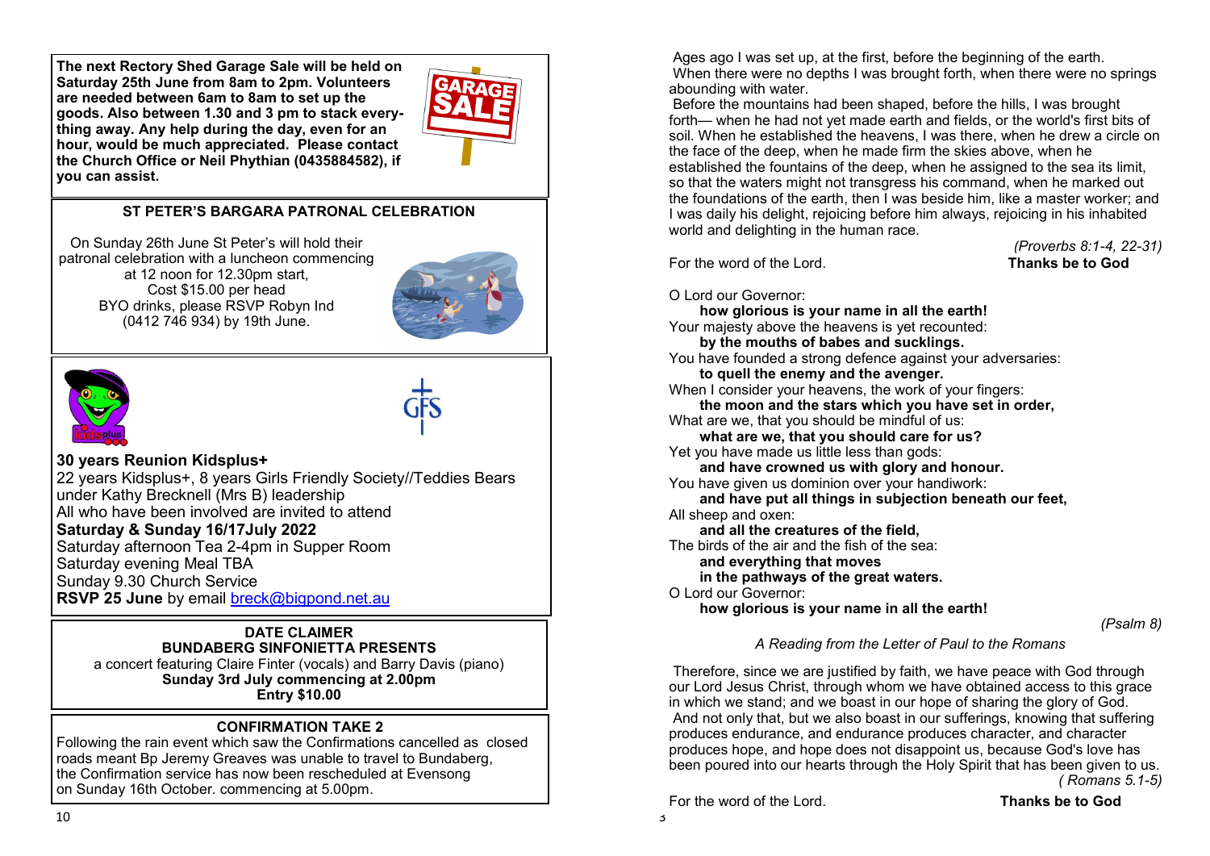The next Rectory Shed Garage Sale will be held on Saturday 25th June from 8am to 2pm. Volunteers are needed between 6am to 8am to set up the goods. Also between 1.30 and 3 pm to stack everything away. Any help during the day, even for an hour, would be much appreciated. Please contact the Church Office or Neil Phythian (0435884582), if you can assist.

**ST PETER'S BARGARA PATRONAL CELEBRATION**

On Sunday 26th June St Peter's will hold their patronal celebration with a luncheon commencing at 12 noon for 12.30pm start,
Cost $15.00 per head
BYO drinks, please RSVP Robyn Ind (0412 746 934) by 19th June.

**30 years Reunion Kidsplus+**
22 years Kidsplus+, 8 years Girls Friendly Society//Teddies Bears under Kathy Brecknell (Mrs B) leadership
All who have been involved are invited to attend
**Saturday & Sunday 16/17July 2022**
Saturday afternoon Tea 2-4pm in Supper Room
Saturday evening Meal TBA
Sunday 9.30 Church Service
**RSVP 25 June** by email breck@bigpond.net.au

**DATE CLAIMER**
**BUNDABERG SINFONIETTA PRESENTS**
a concert featuring Claire Finter (vocals) and Barry Davis (piano)
**Sunday 3rd July commencing at 2.00pm**
**Entry $10.00**

**CONFIRMATION TAKE 2**

Following the rain event which saw the Confirmations cancelled as closed roads meant Bp Jeremy Greaves was unable to travel to Bundaberg, the Confirmation service has now been rescheduled at Evensong on Sunday 16th October. commencing at 5.00pm.

Ages ago I was set up, at the first, before the beginning of the earth. When there were no depths I was brought forth, when there were no springs abounding with water.
Before the mountains had been shaped, before the hills, I was brought forth— when he had not yet made earth and fields, or the world's first bits of soil. When he established the heavens, I was there, when he drew a circle on the face of the deep, when he made firm the skies above, when he established the fountains of the deep, when he assigned to the sea its limit, so that the waters might not transgress his command, when he marked out the foundations of the earth, then I was beside him, like a master worker; and I was daily his delight, rejoicing before him always, rejoicing in his inhabited world and delighting in the human race.

*(Proverbs 8:1-4, 22-31)*

For the word of the Lord. **Thanks be to God**

O Lord our Governor:
**how glorious is your name in all the earth!**
Your majesty above the heavens is yet recounted:
**by the mouths of babes and sucklings.**
You have founded a strong defence against your adversaries:
**to quell the enemy and the avenger.**
When I consider your heavens, the work of your fingers:
**the moon and the stars which you have set in order,**
What are we, that you should be mindful of us:
**what are we, that you should care for us?**
Yet you have made us little less than gods:
**and have crowned us with glory and honour.**
You have given us dominion over your handiwork:
**and have put all things in subjection beneath our feet,**
All sheep and oxen:
**and all the creatures of the field,**
The birds of the air and the fish of the sea:
**and everything that moves**
**in the pathways of the great waters.**
O Lord our Governor:
**how glorious is your name in all the earth!**

*(Psalm 8)*

*A Reading from the Letter of Paul to the Romans*

Therefore, since we are justified by faith, we have peace with God through our Lord Jesus Christ, through whom we have obtained access to this grace in which we stand; and we boast in our hope of sharing the glory of God.
And not only that, but we also boast in our sufferings, knowing that suffering produces endurance, and endurance produces character, and character produces hope, and hope does not disappoint us, because God's love has been poured into our hearts through the Holy Spirit that has been given to us.

*( Romans 5.1-5)*

For the word of the Lord. **Thanks be to God**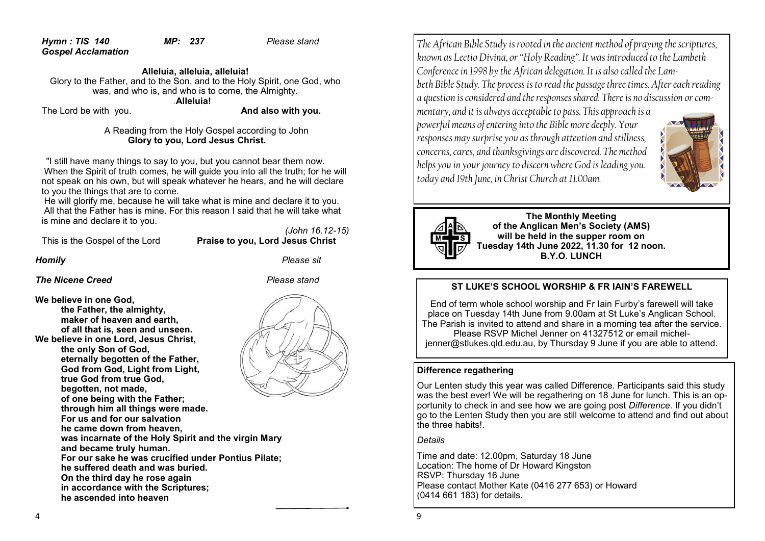*Hymn : TIS 140* *MP: 237* *Please stand*
*Gospel Acclamation*

**Alleluia, alleluia, alleluia!**
Glory to the Father, and to the Son, and to the Holy Spirit, one God, who was, and who is, and who is to come, the Almighty.
**Alleluia!**

The Lord be with you. **And also with you.**

A Reading from the Holy Gospel according to John
**Glory to you, Lord Jesus Christ.**

"I still have many things to say to you, but you cannot bear them now. When the Spirit of truth comes, he will guide you into all the truth; for he will not speak on his own, but will speak whatever he hears, and he will declare to you the things that are to come.
He will glorify me, because he will take what is mine and declare it to you. All that the Father has is mine. For this reason I said that he will take what is mine and declare it to you.

*(John 16.12-15)*

This is the Gospel of the Lord **Praise to you, Lord Jesus Christ**

*Homily* *Please sit*

*The Nicene Creed* *Please stand*

**We believe in one God,**
**the Father, the almighty,**
**maker of heaven and earth,**
**of all that is, seen and unseen.**
**We believe in one Lord, Jesus Christ,**
**the only Son of God,**
**eternally begotten of the Father,**
**God from God, Light from Light,**
**true God from true God,**
**begotten, not made,**
**of one being with the Father;**
**through him all things were made.**
**For us and for our salvation**
**he came down from heaven,**
**was incarnate of the Holy Spirit and the virgin Mary**
**and became truly human.**
**For our sake he was crucified under Pontius Pilate;**
**he suffered death and was buried.**
**On the third day he rose again**
**in accordance with the Scriptures;**
**he ascended into heaven**

*The African Bible Study is rooted in the ancient method of praying the scriptures, known as Lectio Divina, or "Holy Reading". It was introduced to the Lambeth Conference in 1998 by the African delegation. It is also called the Lambeth Bible Study. The process is to read the passage three times. After each reading a question is considered and the responses shared. There is no discussion or commentary, and it is always acceptable to pass. This approach is a powerful means of entering into the Bible more deeply. Your responses may surprise you as through attention and stillness, concerns, cares, and thanksgivings are discovered. The method helps you in your journey to discern where God is leading you. today and 19th June, in Christ Church at 11.00am.*

**The Monthly Meeting**
**of the Anglican Men's Society (AMS)**
**will be held in the supper room on**
**Tuesday 14th June 2022, 11.30 for 12 noon.**
**B.Y.O. LUNCH**

## ST LUKE'S SCHOOL WORSHIP & FR IAIN'S FAREWELL

End of term whole school worship and Fr Iain Furby's farewell will take place on Tuesday 14th June from 9.00am at St Luke's Anglican School. The Parish is invited to attend and share in a morning tea after the service. Please RSVP Michel Jenner on 41327512 or email michel-jenner@stlukes.qld.edu.au, by Thursday 9 June if you are able to attend.

## Difference regathering

Our Lenten study this year was called Difference. Participants said this study was the best ever! We will be regathering on 18 June for lunch. This is an opportunity to check in and see how we are going post *Difference*. If you didn't go to the Lenten Study then you are still welcome to attend and find out about the three habits!.

*Details*

Time and date: 12.00pm, Saturday 18 June
Location: The home of Dr Howard Kingston
RSVP: Thursday 16 June
Please contact Mother Kate (0416 277 653) or Howard (0414 661 183) for details.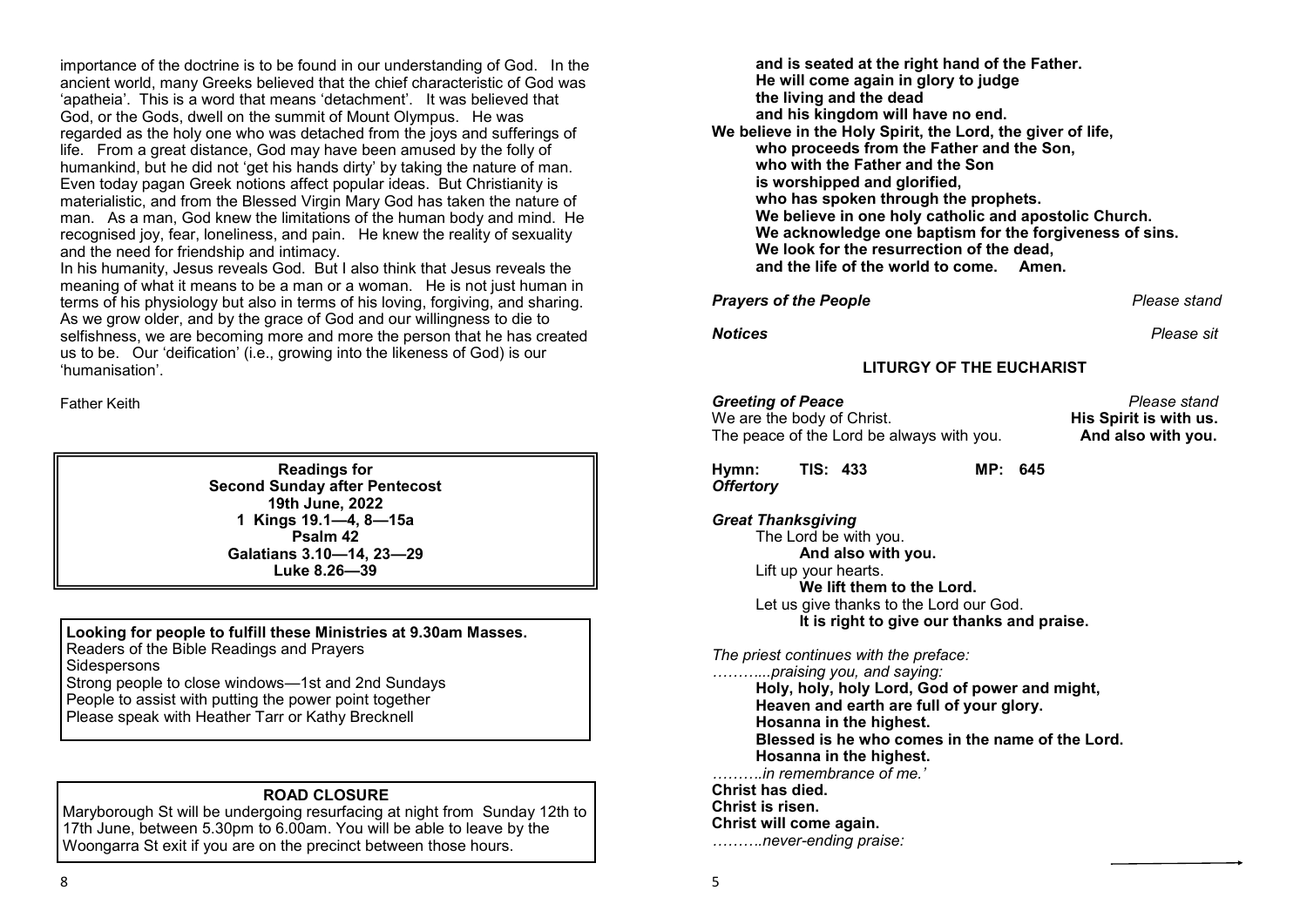importance of the doctrine is to be found in our understanding of God. In the ancient world, many Greeks believed that the chief characteristic of God was 'apatheia'. This is a word that means 'detachment'. It was believed that God, or the Gods, dwell on the summit of Mount Olympus. He was regarded as the holy one who was detached from the joys and sufferings of life. From a great distance, God may have been amused by the folly of humankind, but he did not 'get his hands dirty' by taking the nature of man. Even today pagan Greek notions affect popular ideas. But Christianity is materialistic, and from the Blessed Virgin Mary God has taken the nature of man. As a man, God knew the limitations of the human body and mind. He recognised joy, fear, loneliness, and pain. He knew the reality of sexuality and the need for friendship and intimacy.

In his humanity, Jesus reveals God. But I also think that Jesus reveals the meaning of what it means to be a man or a woman. He is not just human in terms of his physiology but also in terms of his loving, forgiving, and sharing. As we grow older, and by the grace of God and our willingness to die to selfishness, we are becoming more and more the person that he has created us to be. Our 'deification' (i.e., growing into the likeness of God) is our 'humanisation'.

Father Keith

**Readings for**
**Second Sunday after Pentecost**
**19th June, 2022**
**1 Kings 19.1—4, 8—15a**
**Psalm 42**
**Galatians 3.10—14, 23—29**
**Luke 8.26—39**

**Looking for people to fulfill these Ministries at 9.30am Masses.**
Readers of the Bible Readings and Prayers
Sidespersons
Strong people to close windows—1st and 2nd Sundays
People to assist with putting the power point together
Please speak with Heather Tarr or Kathy Brecknell

**ROAD CLOSURE**

Maryborough St will be undergoing resurfacing at night from Sunday 12th to 17th June, between 5.30pm to 6.00am. You will be able to leave by the Woongarra St exit if you are on the precinct between those hours.

**and is seated at the right hand of the Father.**
**He will come again in glory to judge**
**the living and the dead**
**and his kingdom will have no end.**
**We believe in the Holy Spirit, the Lord, the giver of life,**
**who proceeds from the Father and the Son,**
**who with the Father and the Son**
**is worshipped and glorified,**
**who has spoken through the prophets.**
**We believe in one holy catholic and apostolic Church.**
**We acknowledge one baptism for the forgiveness of sins.**
**We look for the resurrection of the dead,**
**and the life of the world to come. Amen.**

***Prayers of the People*** *Please stand*

***Notices*** *Please sit*

## LITURGY OF THE EUCHARIST

***Greeting of Peace*** *Please stand*

We are the body of Christ. **His Spirit is with us.**
The peace of the Lord be always with you. **And also with you.**

**Hymn: TIS: 433 MP: 645**
***Offertory***

***Great Thanksgiving***

The Lord be with you.
**And also with you.**
Lift up your hearts.
**We lift them to the Lord.**
Let us give thanks to the Lord our God.
**It is right to give our thanks and praise.**

*The priest continues with the preface:*
*………..praising you, and saying:*
**Holy, holy, holy Lord, God of power and might,**
**Heaven and earth are full of your glory.**
**Hosanna in the highest.**
**Blessed is he who comes in the name of the Lord.**
**Hosanna in the highest.**
*……….in remembrance of me.'*
**Christ has died.**
**Christ is risen.**
**Christ will come again.**
*……….never-ending praise:*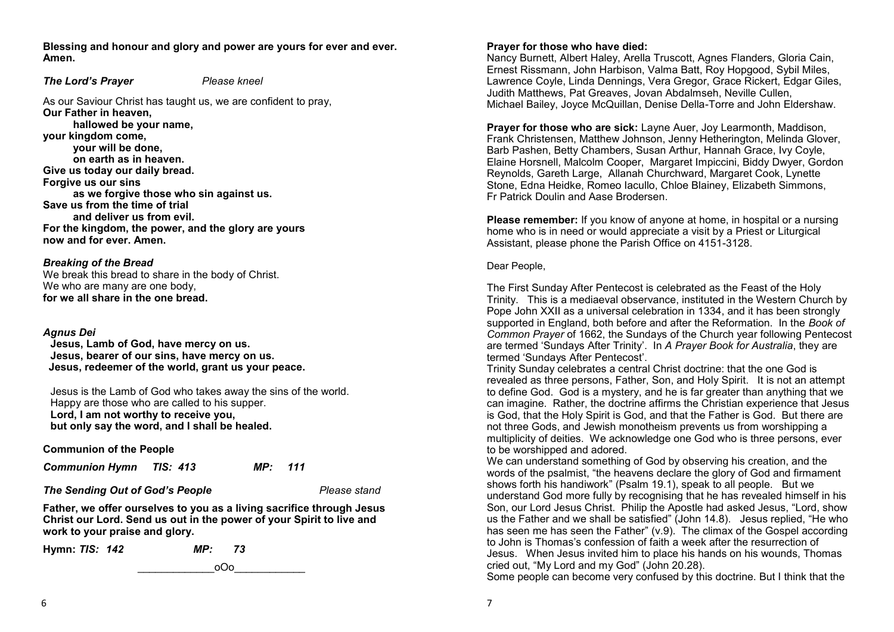**Blessing and honour and glory and power are yours for ever and ever. Amen.**

***The Lord's Prayer*** *Please kneel*

As our Saviour Christ has taught us, we are confident to pray,
**Our Father in heaven,**
**hallowed be your name,**
**your kingdom come,**
**your will be done,**
**on earth as in heaven.**
**Give us today our daily bread.**
**Forgive us our sins**
**as we forgive those who sin against us.**
**Save us from the time of trial**
**and deliver us from evil.**
**For the kingdom, the power, and the glory are yours**
**now and for ever. Amen.**

***Breaking of the Bread***
We break this bread to share in the body of Christ.
We who are many are one body,
**for we all share in the one bread.**

***Agnus Dei***
**Jesus, Lamb of God, have mercy on us.**
**Jesus, bearer of our sins, have mercy on us.**
**Jesus, redeemer of the world, grant us your peace.**

Jesus is the Lamb of God who takes away the sins of the world.
Happy are those who are called to his supper.
**Lord, I am not worthy to receive you,**
**but only say the word, and I shall be healed.**

**Communion of the People**

***Communion Hymn TIS: 413 MP: 111***

***The Sending Out of God's People*** *Please stand*

**Father, we offer ourselves to you as a living sacrifice through Jesus Christ our Lord. Send us out in the power of your Spirit to live and work to your praise and glory.**

**Hymn:** ***TIS: 142 MP: 73***

_____________oOo____________

**Prayer for those who have died:**
Nancy Burnett, Albert Haley, Arella Truscott, Agnes Flanders, Gloria Cain, Ernest Rissmann, John Harbison, Valma Batt, Roy Hopgood, Sybil Miles, Lawrence Coyle, Linda Dennings, Vera Gregor, Grace Rickert, Edgar Giles, Judith Matthews, Pat Greaves, Jovan Abdalmseh, Neville Cullen, Michael Bailey, Joyce McQuillan, Denise Della-Torre and John Eldershaw.

**Prayer for those who are sick:** Layne Auer, Joy Learmonth, Maddison, Frank Christensen, Matthew Johnson, Jenny Hetherington, Melinda Glover, Barb Pashen, Betty Chambers, Susan Arthur, Hannah Grace, Ivy Coyle, Elaine Horsnell, Malcolm Cooper, Margaret Impiccini, Biddy Dwyer, Gordon Reynolds, Gareth Large, Allanah Churchward, Margaret Cook, Lynette Stone, Edna Heidke, Romeo Iacullo, Chloe Blainey, Elizabeth Simmons, Fr Patrick Doulin and Aase Brodersen.

**Please remember:** If you know of anyone at home, in hospital or a nursing home who is in need or would appreciate a visit by a Priest or Liturgical Assistant, please phone the Parish Office on 4151-3128.

Dear People,

The First Sunday After Pentecost is celebrated as the Feast of the Holy Trinity. This is a mediaeval observance, instituted in the Western Church by Pope John XXII as a universal celebration in 1334, and it has been strongly supported in England, both before and after the Reformation. In the *Book of Common Prayer* of 1662, the Sundays of the Church year following Pentecost are termed 'Sundays After Trinity'. In *A Prayer Book for Australia*, they are termed 'Sundays After Pentecost'.

Trinity Sunday celebrates a central Christ doctrine: that the one God is revealed as three persons, Father, Son, and Holy Spirit. It is not an attempt to define God. God is a mystery, and he is far greater than anything that we can imagine. Rather, the doctrine affirms the Christian experience that Jesus is God, that the Holy Spirit is God, and that the Father is God. But there are not three Gods, and Jewish monotheism prevents us from worshipping a multiplicity of deities. We acknowledge one God who is three persons, ever to be worshipped and adored.

We can understand something of God by observing his creation, and the words of the psalmist, "the heavens declare the glory of God and firmament shows forth his handiwork" (Psalm 19.1), speak to all people. But we understand God more fully by recognising that he has revealed himself in his Son, our Lord Jesus Christ. Philip the Apostle had asked Jesus, "Lord, show us the Father and we shall be satisfied" (John 14.8). Jesus replied, "He who has seen me has seen the Father" (v.9). The climax of the Gospel according to John is Thomas's confession of faith a week after the resurrection of Jesus. When Jesus invited him to place his hands on his wounds, Thomas cried out, "My Lord and my God" (John 20.28).

Some people can become very confused by this doctrine. But I think that the